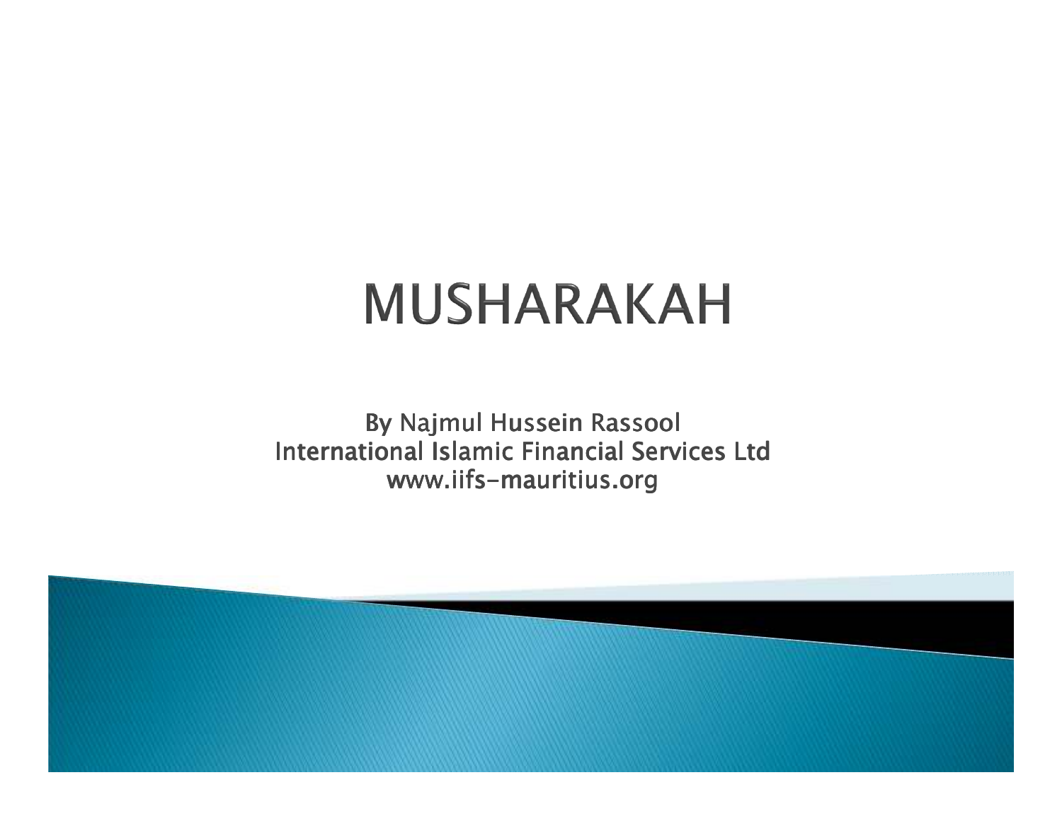# MUSHARAKAH

By Najmul Hussein Rassool
International Islamic Financial Services Ltd
www.iifs-mauritius.org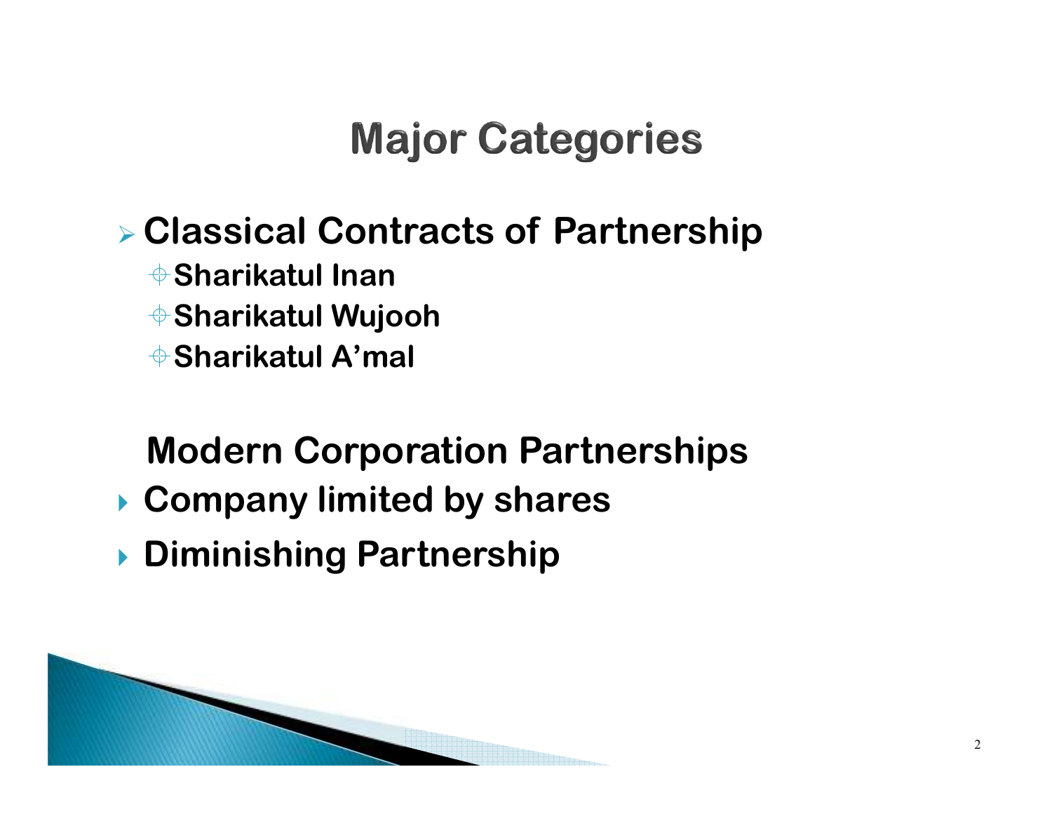# Major Categories

- **Classical Contracts of Partnership**
  - **Sharikatul Inan**
  - **Sharikatul Wujooh**
  - **Sharikatul A'mal**

**Modern Corporation Partnerships**

- **Company limited by shares**
- **Diminishing Partnership**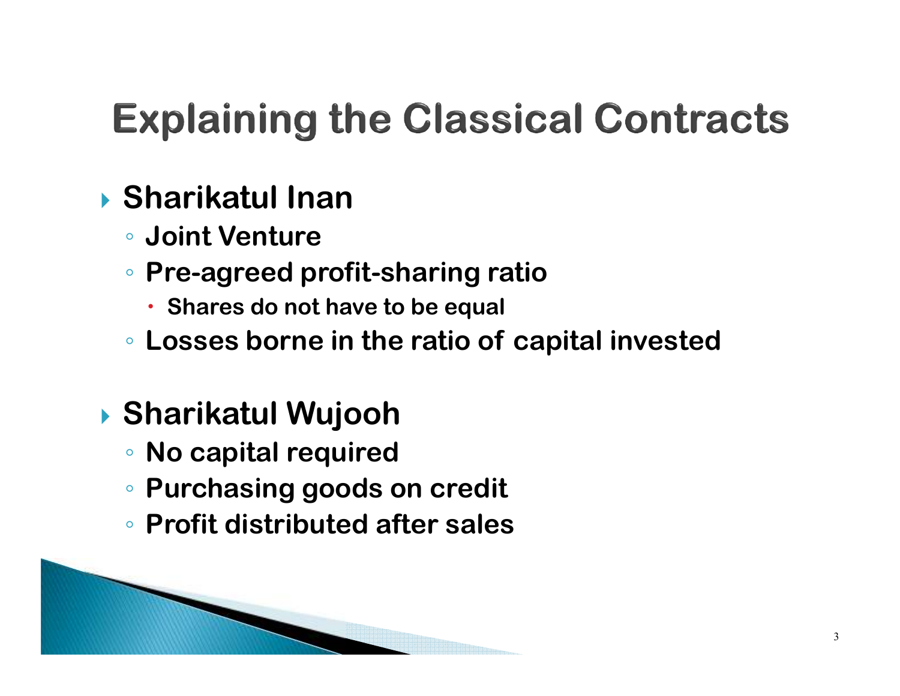# Explaining the Classical Contracts

- **Sharikatul Inan**
  - **Joint Venture**
  - **Pre-agreed profit-sharing ratio**
    - **Shares do not have to be equal**
  - **Losses borne in the ratio of capital invested**

- **Sharikatul Wujooh**
  - **No capital required**
  - **Purchasing goods on credit**
  - **Profit distributed after sales**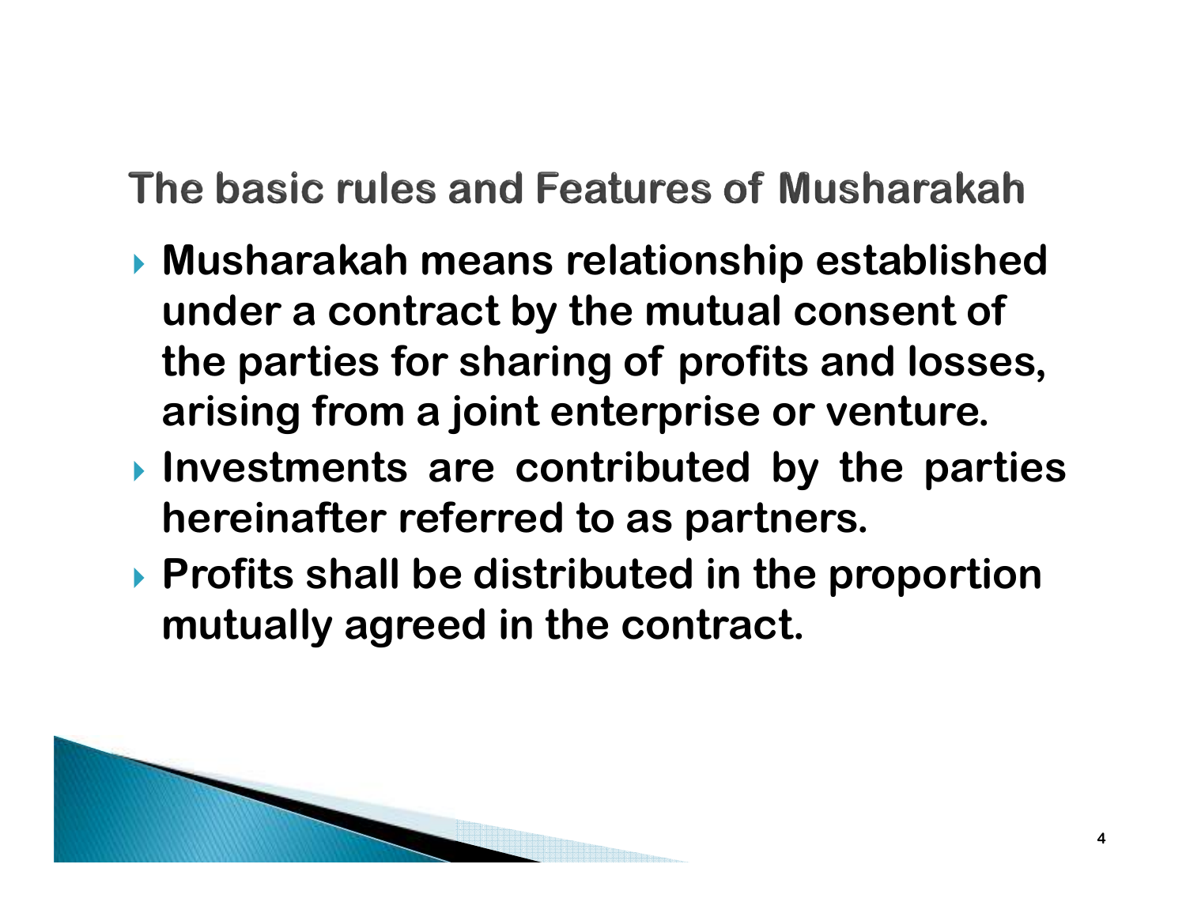## The basic rules and Features of Musharakah

- **Musharakah means relationship established under a contract by the mutual consent of the parties for sharing of profits and losses, arising from a joint enterprise or venture.**
- **Investments are contributed by the parties hereinafter referred to as partners.**
- **Profits shall be distributed in the proportion mutually agreed in the contract.**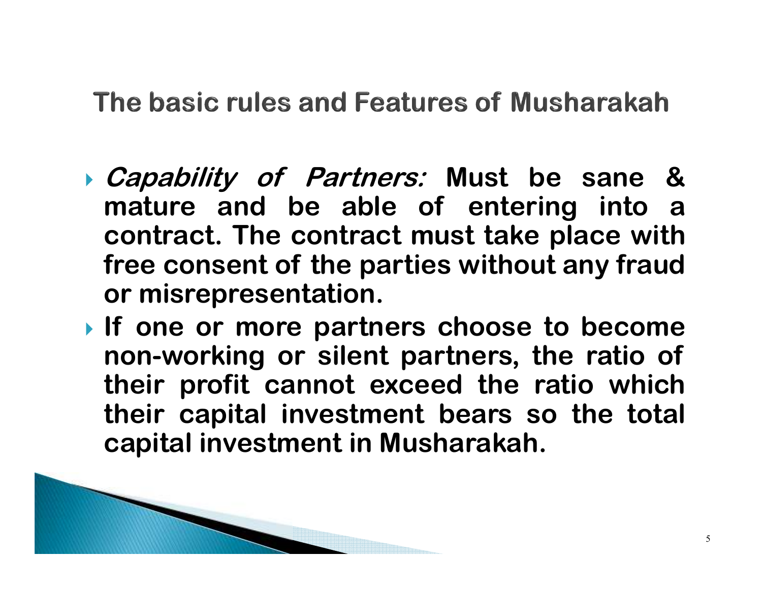## The basic rules and Features of Musharakah

- *Capability of Partners:* **Must be sane & mature and be able of entering into a contract. The contract must take place with free consent of the parties without any fraud or misrepresentation.**
- **If one or more partners choose to become non-working or silent partners, the ratio of their profit cannot exceed the ratio which their capital investment bears so the total capital investment in Musharakah.**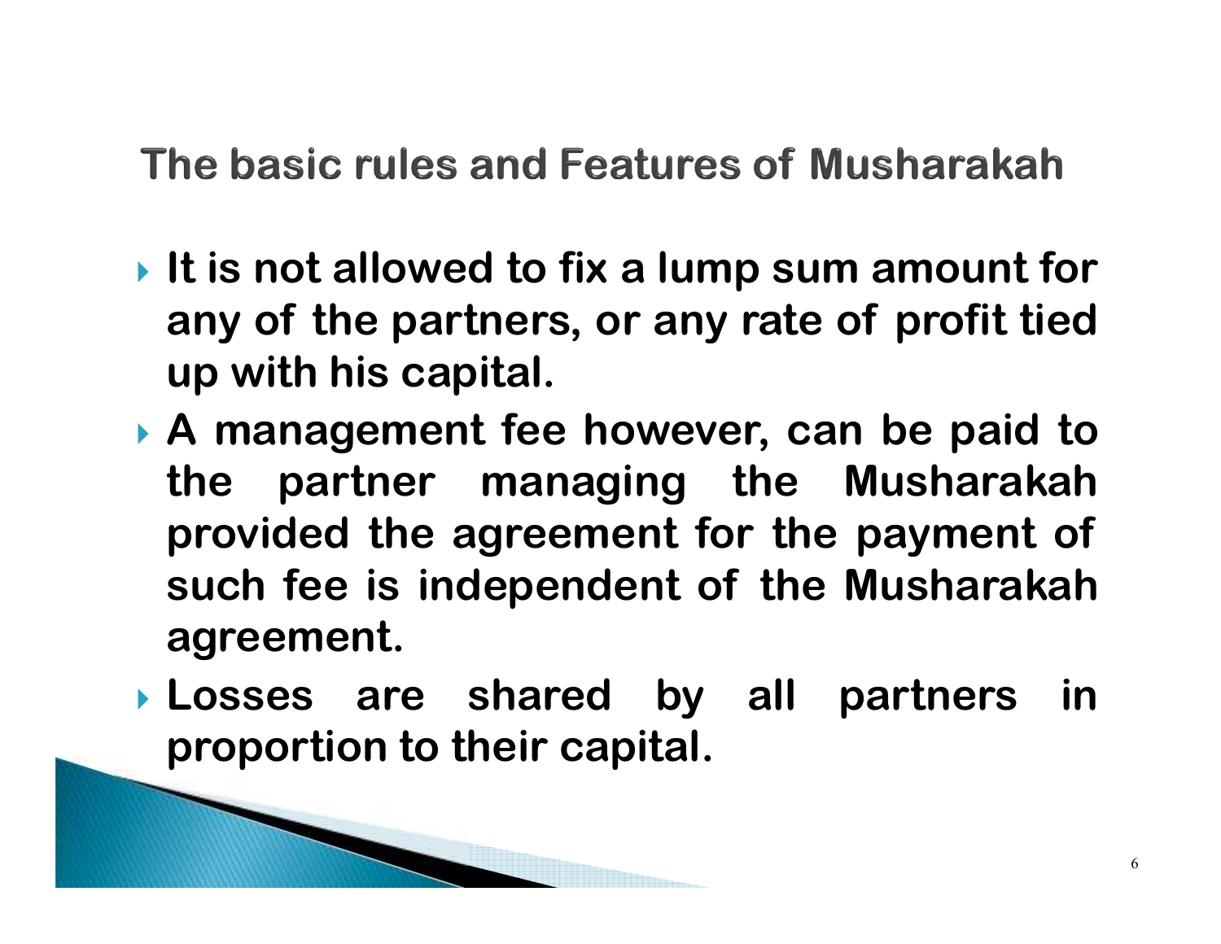## The basic rules and Features of Musharakah

- **It is not allowed to fix a lump sum amount for any of the partners, or any rate of profit tied up with his capital.**
- **A management fee however, can be paid to the partner managing the Musharakah provided the agreement for the payment of such fee is independent of the Musharakah agreement.**
- **Losses are shared by all partners in proportion to their capital.**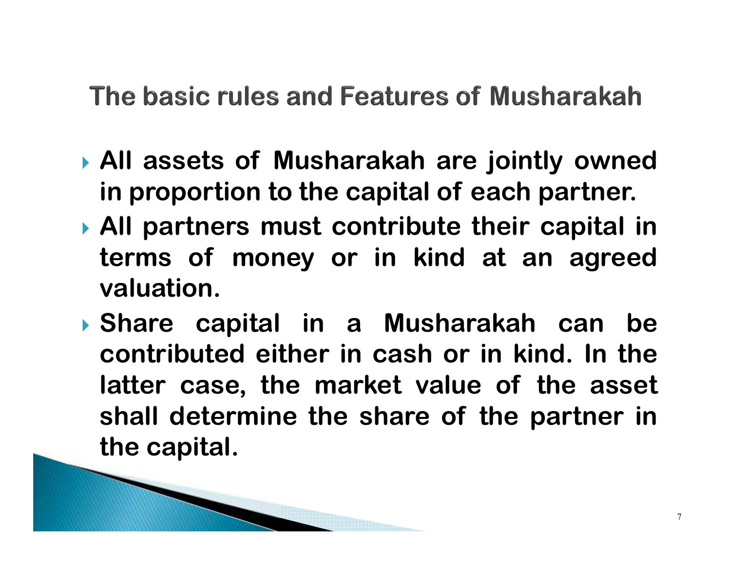## The basic rules and Features of Musharakah

- **All assets of Musharakah are jointly owned in proportion to the capital of each partner.**
- **All partners must contribute their capital in terms of money or in kind at an agreed valuation.**
- **Share capital in a Musharakah can be contributed either in cash or in kind. In the latter case, the market value of the asset shall determine the share of the partner in the capital.**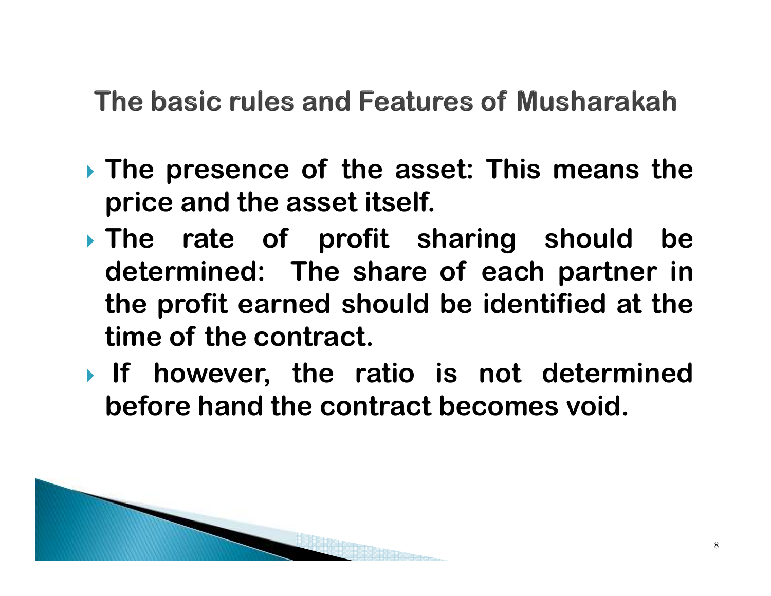## The basic rules and Features of Musharakah

- **The presence of the asset: This means the price and the asset itself.**
- **The rate of profit sharing should be determined: The share of each partner in the profit earned should be identified at the time of the contract.**
- **If however, the ratio is not determined before hand the contract becomes void.**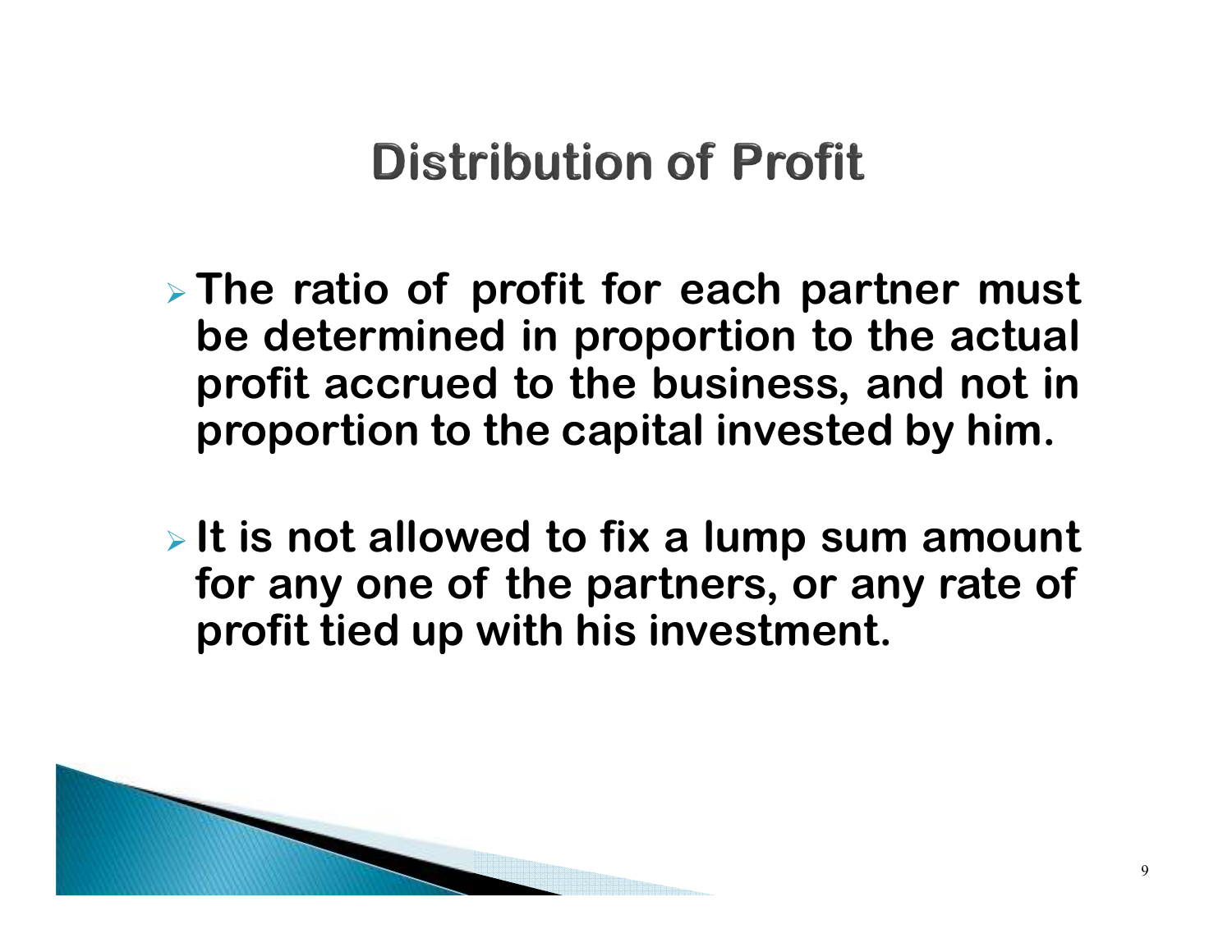# Distribution of Profit

- **The ratio of profit for each partner must be determined in proportion to the actual profit accrued to the business, and not in proportion to the capital invested by him.**

- **It is not allowed to fix a lump sum amount for any one of the partners, or any rate of profit tied up with his investment.**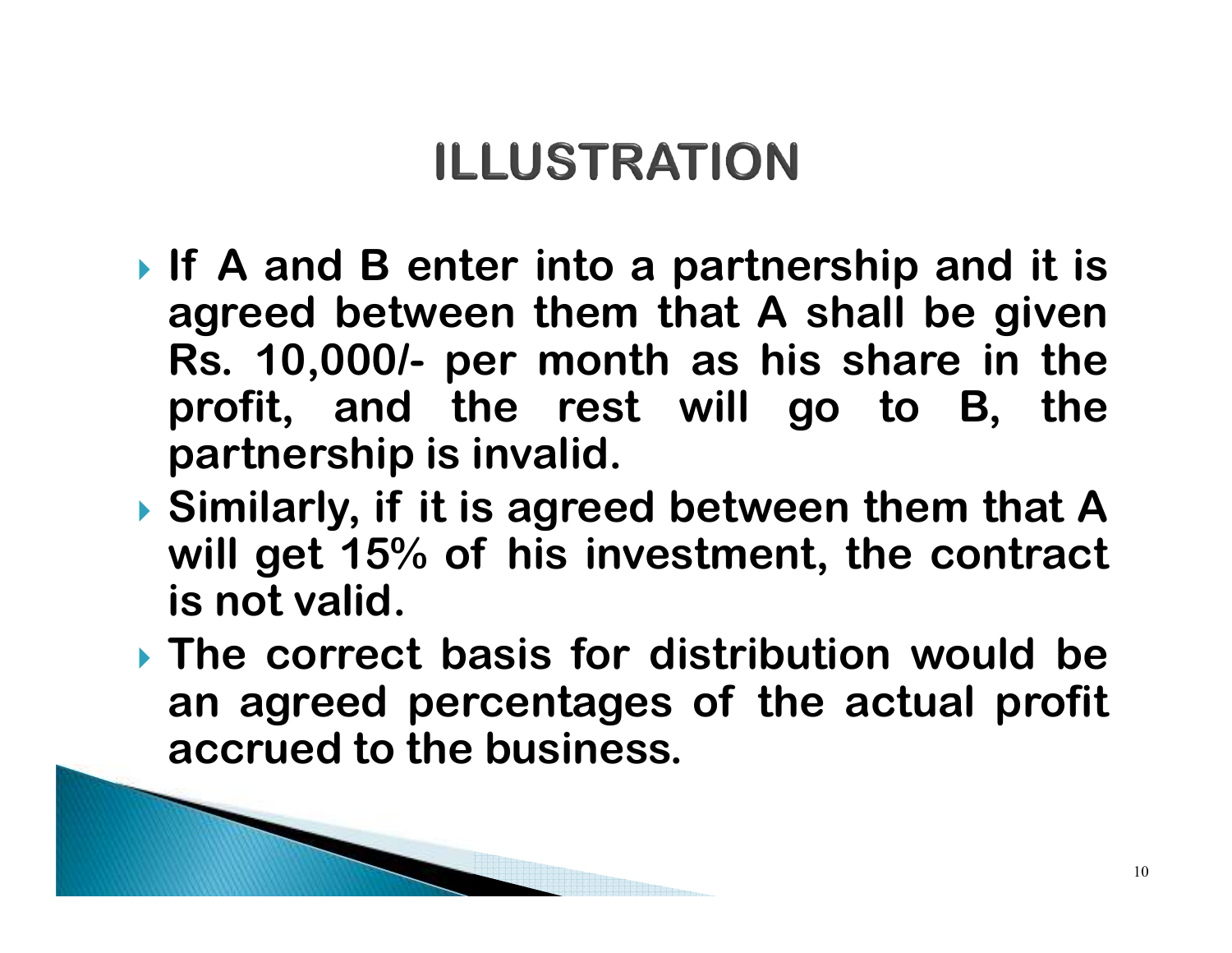# ILLUSTRATION

- If A and B enter into a partnership and it is agreed between them that A shall be given Rs. 10,000/- per month as his share in the profit, and the rest will go to B, the partnership is invalid.
- Similarly, if it is agreed between them that A will get 15% of his investment, the contract is not valid.
- The correct basis for distribution would be an agreed percentages of the actual profit accrued to the business.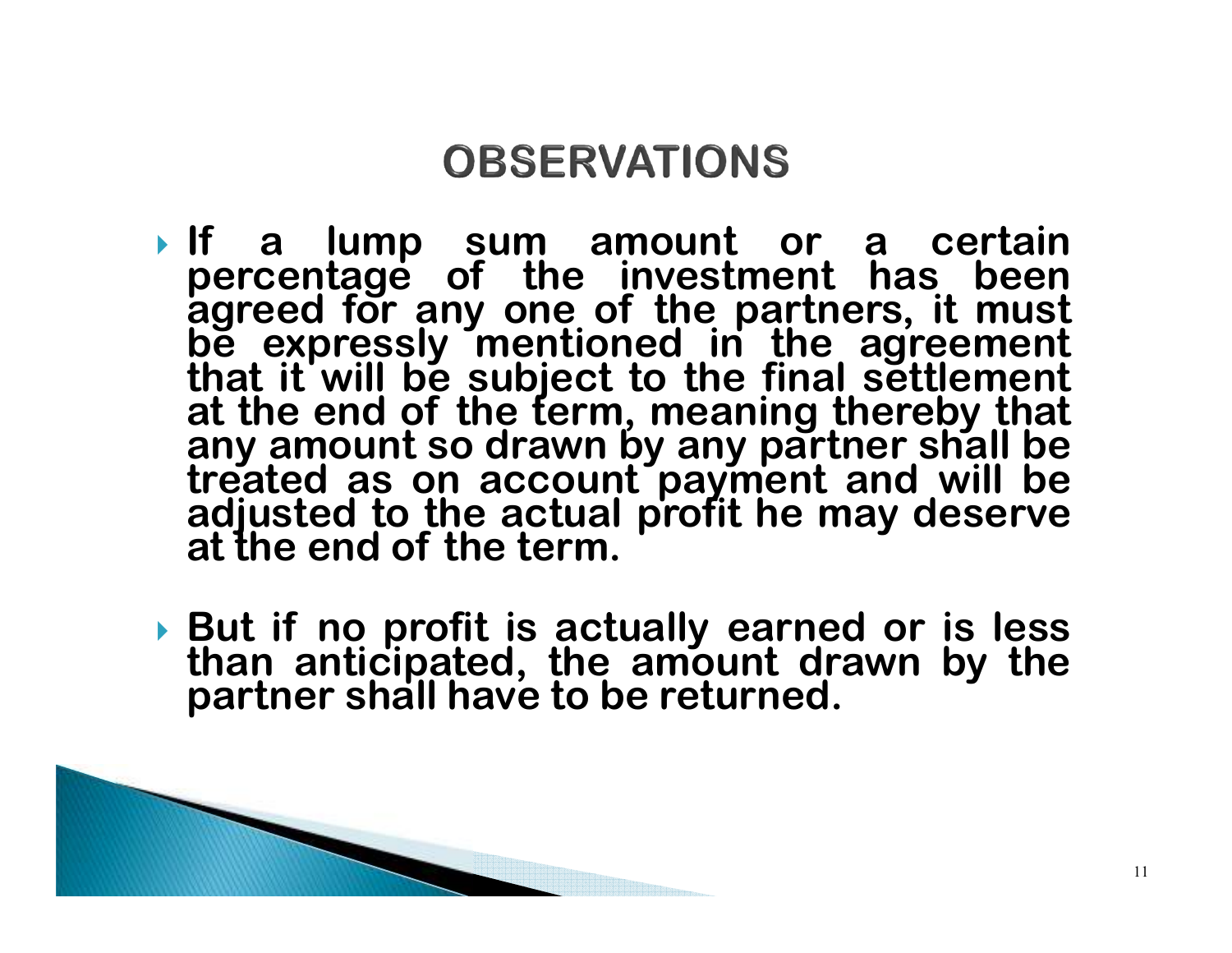# OBSERVATIONS

- **If a lump sum amount or a certain percentage of the investment has been agreed for any one of the partners, it must be expressly mentioned in the agreement that it will be subject to the final settlement at the end of the term, meaning thereby that any amount so drawn by any partner shall be treated as on account payment and will be adjusted to the actual profit he may deserve at the end of the term.**

- **But if no profit is actually earned or is less than anticipated, the amount drawn by the partner shall have to be returned.**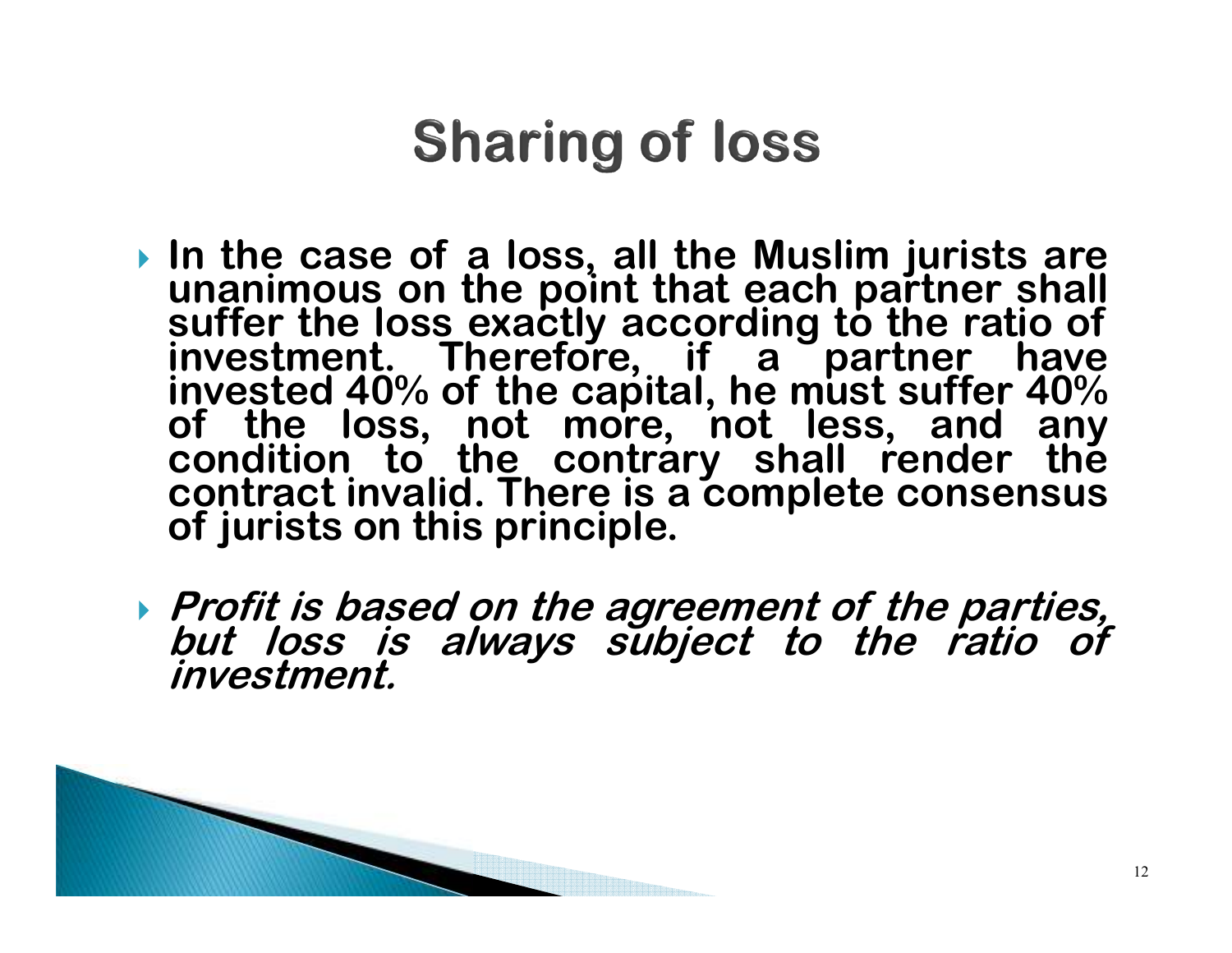# Sharing of loss

- **In the case of a loss, all the Muslim jurists are unanimous on the point that each partner shall suffer the loss exactly according to the ratio of investment. Therefore, if a partner have invested 40% of the capital, he must suffer 40% of the loss, not more, not less, and any condition to the contrary shall render the contract invalid. There is a complete consensus of jurists on this principle.**

- ***Profit is based on the agreement of the parties, but loss is always subject to the ratio of investment.***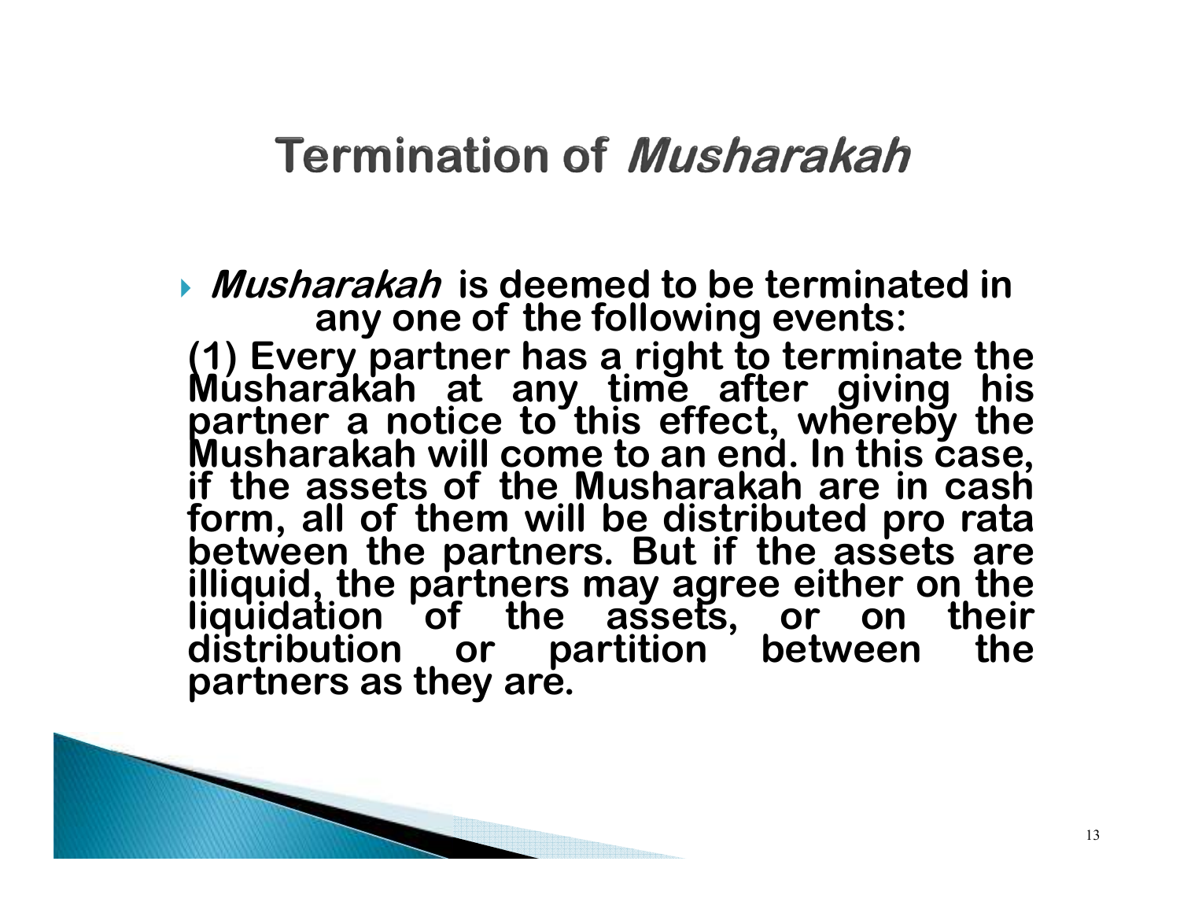# Termination of *Musharakah*

- ***Musharakah*** **is deemed to be terminated in any one of the following events:**

**(1) Every partner has a right to terminate the Musharakah at any time after giving his partner a notice to this effect, whereby the Musharakah will come to an end. In this case, if the assets of the Musharakah are in cash form, all of them will be distributed pro rata between the partners. But if the assets are illiquid, the partners may agree either on the liquidation of the assets, or on their distribution or partition between the partners as they are.**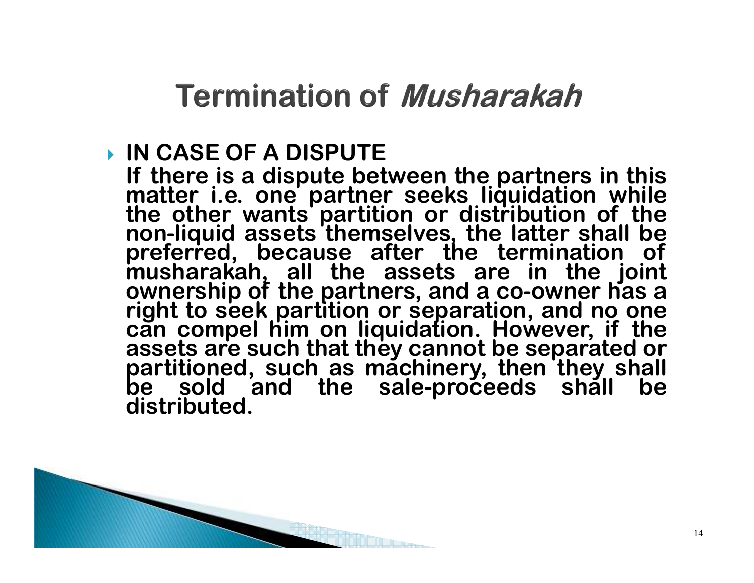# Termination of *Musharakah*

- **IN CASE OF A DISPUTE**
  **If there is a dispute between the partners in this matter i.e. one partner seeks liquidation while the other wants partition or distribution of the non-liquid assets themselves, the latter shall be preferred, because after the termination of musharakah, all the assets are in the joint ownership of the partners, and a co-owner has a right to seek partition or separation, and no one can compel him on liquidation. However, if the assets are such that they cannot be separated or partitioned, such as machinery, then they shall be sold and the sale-proceeds shall be distributed.**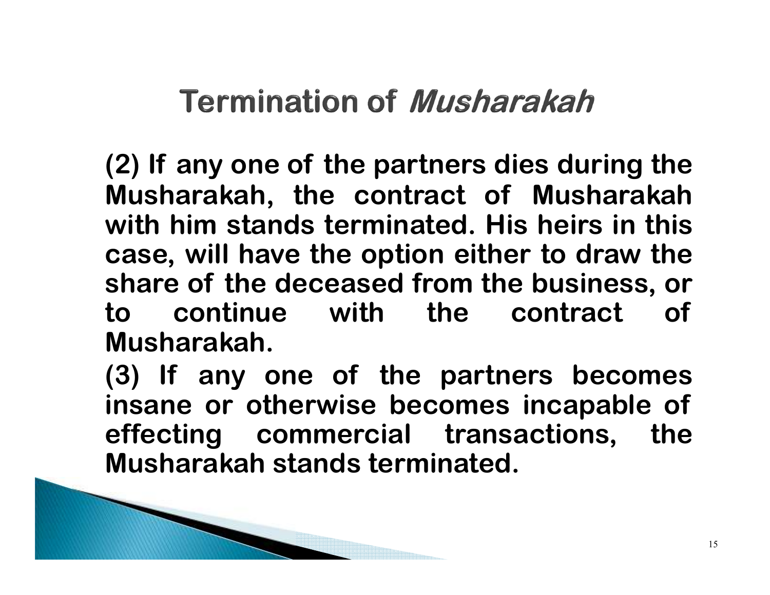# Termination of *Musharakah*

**(2) If any one of the partners dies during the Musharakah, the contract of Musharakah with him stands terminated. His heirs in this case, will have the option either to draw the share of the deceased from the business, or to continue with the contract of Musharakah.**

**(3) If any one of the partners becomes insane or otherwise becomes incapable of effecting commercial transactions, the Musharakah stands terminated.**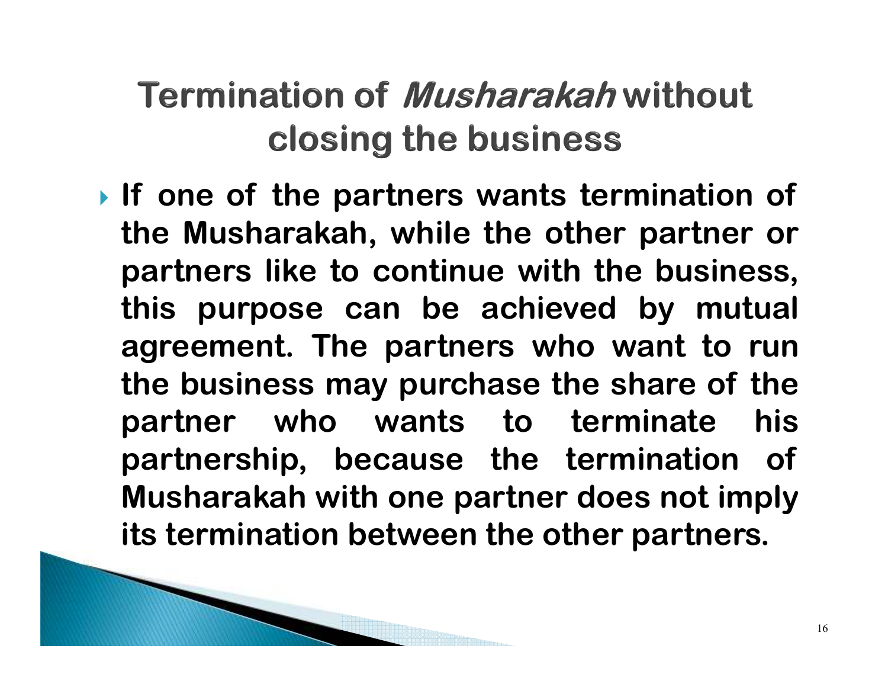# Termination of *Musharakah* without closing the business

- **If one of the partners wants termination of the Musharakah, while the other partner or partners like to continue with the business, this purpose can be achieved by mutual agreement. The partners who want to run the business may purchase the share of the partner who wants to terminate his partnership, because the termination of Musharakah with one partner does not imply its termination between the other partners.**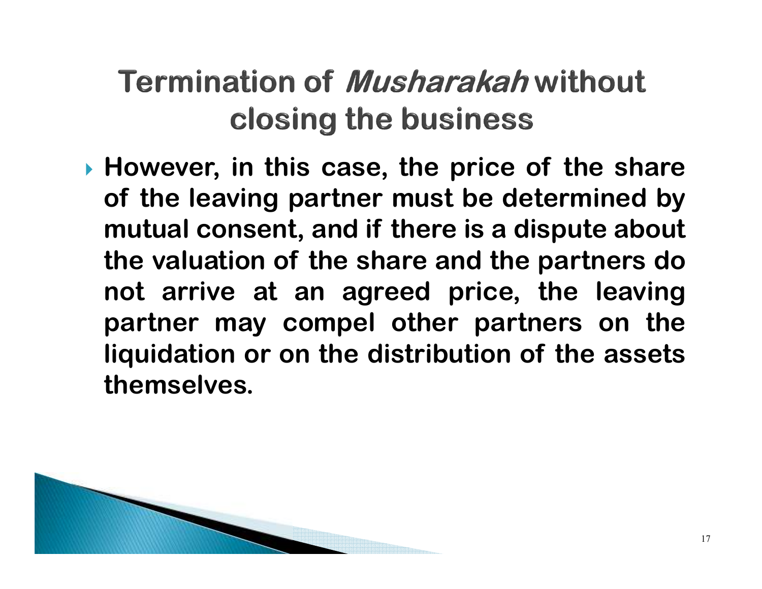# Termination of *Musharakah* without closing the business

- **However, in this case, the price of the share of the leaving partner must be determined by mutual consent, and if there is a dispute about the valuation of the share and the partners do not arrive at an agreed price, the leaving partner may compel other partners on the liquidation or on the distribution of the assets themselves.**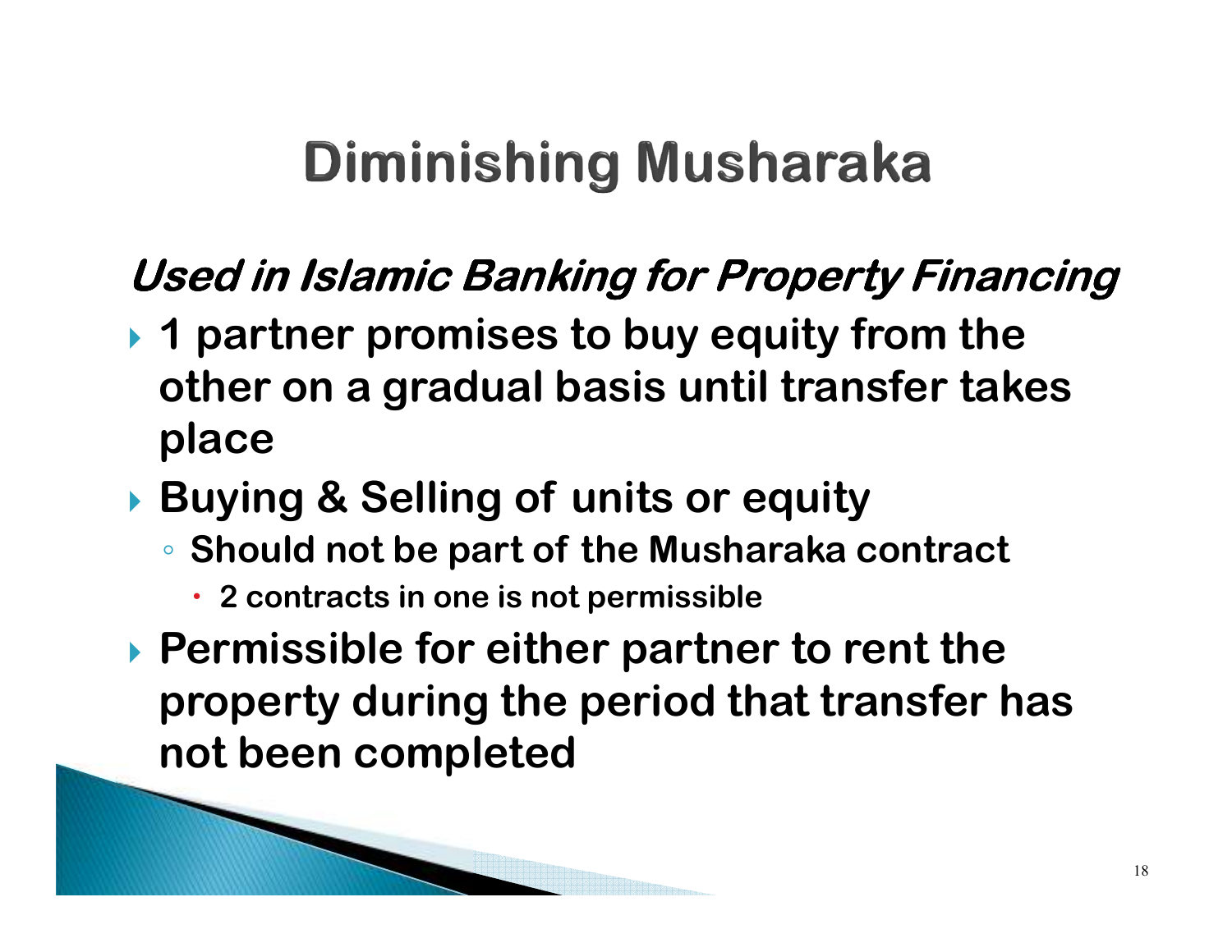# Diminishing Musharaka

***Used in Islamic Banking for Property Financing***

- **1 partner promises to buy equity from the other on a gradual basis until transfer takes place**
- **Buying & Selling of units or equity**
  - **Should not be part of the Musharaka contract**
    - **2 contracts in one is not permissible**
- **Permissible for either partner to rent the property during the period that transfer has not been completed**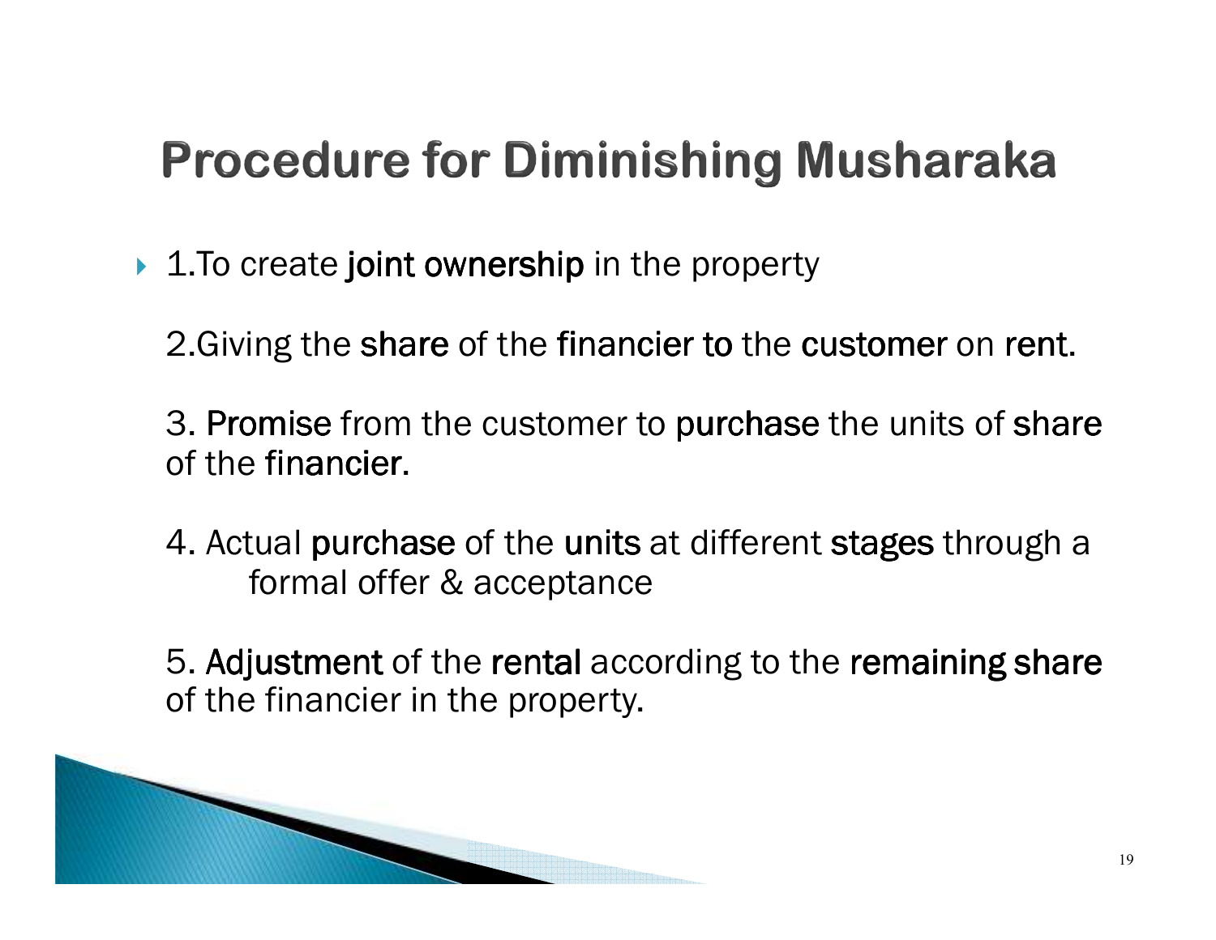# Procedure for Diminishing Musharaka

- 1.To create joint ownership in the property

  2.Giving the share of the financier to the customer on rent.

  3. Promise from the customer to purchase the units of share of the financier.

  4. Actual purchase of the units at different stages through a formal offer & acceptance

  5. Adjustment of the rental according to the remaining share of the financier in the property.